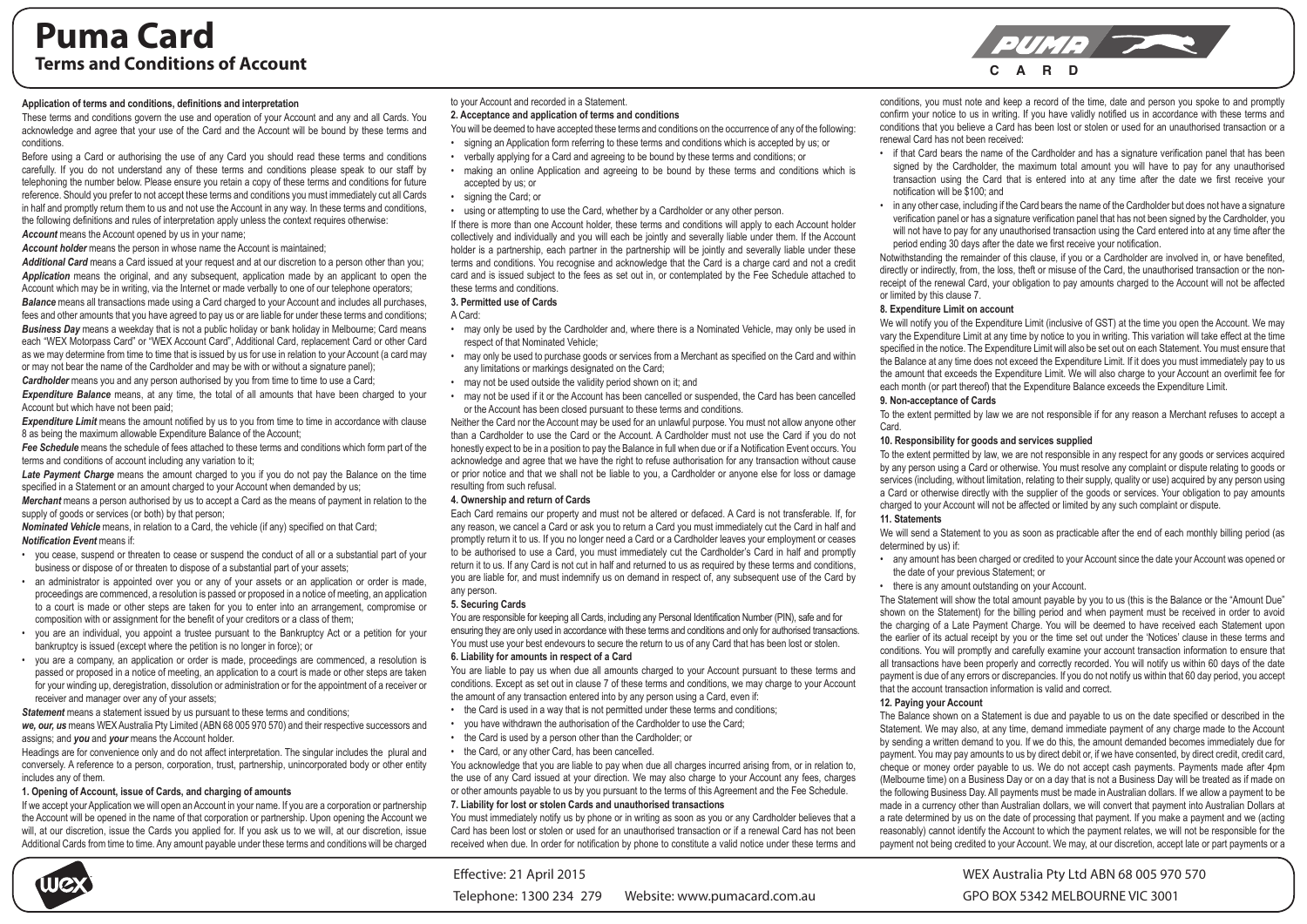# Puma Card

## Terms and Conditions of Account

**Application of terms and conditions, definitions and interpretation**

These terms and conditions govern the use and operation of your Account and any and all Cards. You acknowledge and agree that your use of the Card and the Account will be bound by these terms and conditions.

Before using a Card or authorising the use of any Card you should read these terms and conditions carefully. If you do not understand any of these terms and conditions please speak to our staff by telephoning the number below. Please ensure you retain a copy of these terms and conditions for future reference. Should you prefer to not accept these terms and conditions you must immediately cut all Cards in half and promptly return them to us and not use the Account in any way. In these terms and conditions, the following definitions and rules of interpretation apply unless the context requires otherwise:

***Account*** means the Account opened by us in your name;

***Account holder*** means the person in whose name the Account is maintained;

***Additional Card*** means a Card issued at your request and at our discretion to a person other than you;

***Application*** means the original, and any subsequent, application made by an applicant to open the Account which may be in writing, via the Internet or made verbally to one of our telephone operators;

***Balance*** means all transactions made using a Card charged to your Account and includes all purchases, fees and other amounts that you have agreed to pay us or are liable for under these terms and conditions;

***Business Day*** means a weekday that is not a public holiday or bank holiday in Melbourne; Card means each "WEX Motorpass Card" or "WEX Account Card", Additional Card, replacement Card or other Card as we may determine from time to time that is issued by us for use in relation to your Account (a card may or may not bear the name of the Cardholder and may be with or without a signature panel);

***Cardholder*** means you and any person authorised by you from time to time to use a Card;

***Expenditure Balance*** means, at any time, the total of all amounts that have been charged to your Account but which have not been paid;

***Expenditure Limit*** means the amount notified by us to you from time to time in accordance with clause 8 as being the maximum allowable Expenditure Balance of the Account;

***Fee Schedule*** means the schedule of fees attached to these terms and conditions which form part of the terms and conditions of account including any variation to it;

***Late Payment Charge*** means the amount charged to you if you do not pay the Balance on the time specified in a Statement or an amount charged to your Account when demanded by us;

***Merchant*** means a person authorised by us to accept a Card as the means of payment in relation to the supply of goods or services (or both) by that person;

***Nominated Vehicle*** means, in relation to a Card, the vehicle (if any) specified on that Card;

***Notification Event*** means if:

- you cease, suspend or threaten to cease or suspend the conduct of all or a substantial part of your business or dispose of or threaten to dispose of a substantial part of your assets;
- an administrator is appointed over you or any of your assets or an application or order is made, proceedings are commenced, a resolution is passed or proposed in a notice of meeting, an application to a court is made or other steps are taken for you to enter into an arrangement, compromise or composition with or assignment for the benefit of your creditors or a class of them;
- you are an individual, you appoint a trustee pursuant to the Bankruptcy Act or a petition for your bankruptcy is issued (except where the petition is no longer in force); or
- you are a company, an application or order is made, proceedings are commenced, a resolution is passed or proposed in a notice of meeting, an application to a court is made or other steps are taken for your winding up, deregistration, dissolution or administration or for the appointment of a receiver or receiver and manager over any of your assets;

***Statement*** means a statement issued by us pursuant to these terms and conditions;

***we, our, us*** means WEX Australia Pty Limited (ABN 68 005 970 570) and their respective successors and assigns; and ***you*** and ***your*** means the Account holder.

Headings are for convenience only and do not affect interpretation. The singular includes the plural and conversely. A reference to a person, corporation, trust, partnership, unincorporated body or other entity includes any of them.

**1. Opening of Account, issue of Cards, and charging of amounts**

If we accept your Application we will open an Account in your name. If you are a corporation or partnership the Account will be opened in the name of that corporation or partnership. Upon opening the Account we will, at our discretion, issue the Cards you applied for. If you ask us to we will, at our discretion, issue Additional Cards from time to time. Any amount payable under these terms and conditions will be charged to your Account and recorded in a Statement.

**2. Acceptance and application of terms and conditions**

You will be deemed to have accepted these terms and conditions on the occurrence of any of the following:

- signing an Application form referring to these terms and conditions which is accepted by us; or
- verbally applying for a Card and agreeing to be bound by these terms and conditions; or
- making an online Application and agreeing to be bound by these terms and conditions which is accepted by us; or
- signing the Card; or
- using or attempting to use the Card, whether by a Cardholder or any other person.

If there is more than one Account holder, these terms and conditions will apply to each Account holder collectively and individually and you will each be jointly and severally liable under them. If the Account holder is a partnership, each partner in the partnership will be jointly and severally liable under these terms and conditions. You recognise and acknowledge that the Card is a charge card and not a credit card and is issued subject to the fees as set out in, or contemplated by the Fee Schedule attached to these terms and conditions.

**3. Permitted use of Cards**

A Card:

- may only be used by the Cardholder and, where there is a Nominated Vehicle, may only be used in respect of that Nominated Vehicle;
- may only be used to purchase goods or services from a Merchant as specified on the Card and within any limitations or markings designated on the Card;
- may not be used outside the validity period shown on it; and
- may not be used if it or the Account has been cancelled or suspended, the Card has been cancelled or the Account has been closed pursuant to these terms and conditions.

Neither the Card nor the Account may be used for an unlawful purpose. You must not allow anyone other than a Cardholder to use the Card or the Account. A Cardholder must not use the Card if you do not honestly expect to be in a position to pay the Balance in full when due or if a Notification Event occurs. You acknowledge and agree that we have the right to refuse authorisation for any transaction without cause or prior notice and that we shall not be liable to you, a Cardholder or anyone else for loss or damage resulting from such refusal.

**4. Ownership and return of Cards**

Each Card remains our property and must not be altered or defaced. A Card is not transferable. If, for any reason, we cancel a Card or ask you to return a Card you must immediately cut the Card in half and promptly return it to us. If you no longer need a Card or a Cardholder leaves your employment or ceases to be authorised to use a Card, you must immediately cut the Cardholder's Card in half and promptly return it to us. If any Card is not cut in half and returned to us as required by these terms and conditions, you are liable for, and must indemnify us on demand in respect of, any subsequent use of the Card by any person.

**5. Securing Cards**

You are responsible for keeping all Cards, including any Personal Identification Number (PIN), safe and for ensuring they are only used in accordance with these terms and conditions and only for authorised transactions. You must use your best endevours to secure the return to us of any Card that has been lost or stolen.

**6. Liability for amounts in respect of a Card**

You are liable to pay us when due all amounts charged to your Account pursuant to these terms and conditions. Except as set out in clause 7 of these terms and conditions, we may charge to your Account the amount of any transaction entered into by any person using a Card, even if:

- the Card is used in a way that is not permitted under these terms and conditions;
- you have withdrawn the authorisation of the Cardholder to use the Card;
- the Card is used by a person other than the Cardholder; or
- the Card, or any other Card, has been cancelled.

You acknowledge that you are liable to pay when due all charges incurred arising from, or in relation to, the use of any Card issued at your direction. We may also charge to your Account any fees, charges or other amounts payable to us by you pursuant to the terms of this Agreement and the Fee Schedule.

**7. Liability for lost or stolen Cards and unauthorised transactions**

You must immediately notify us by phone or in writing as soon as you or any Cardholder believes that a Card has been lost or stolen or used for an unauthorised transaction or if a renewal Card has not been received when due. In order for notification by phone to constitute a valid notice under these terms and conditions, you must note and keep a record of the time, date and person you spoke to and promptly confirm your notice to us in writing. If you have validly notified us in accordance with these terms and conditions that you believe a Card has been lost or stolen or used for an unauthorised transaction or a renewal Card has not been received:

- if that Card bears the name of the Cardholder and has a signature verification panel that has been signed by the Cardholder, the maximum total amount you will have to pay for any unauthorised transaction using the Card that is entered into at any time after the date we first receive your notification will be $100; and
- in any other case, including if the Card bears the name of the Cardholder but does not have a signature verification panel or has a signature verification panel that has not been signed by the Cardholder, you will not have to pay for any unauthorised transaction using the Card entered into at any time after the period ending 30 days after the date we first receive your notification.

Notwithstanding the remainder of this clause, if you or a Cardholder are involved in, or have benefited, directly or indirectly, from, the loss, theft or misuse of the Card, the unauthorised transaction or the non-receipt of the renewal Card, your obligation to pay amounts charged to the Account will not be affected or limited by this clause 7.

**8. Expenditure Limit on account**

We will notify you of the Expenditure Limit (inclusive of GST) at the time you open the Account. We may vary the Expenditure Limit at any time by notice to you in writing. This variation will take effect at the time specified in the notice. The Expenditure Limit will also be set out on each Statement. You must ensure that the Balance at any time does not exceed the Expenditure Limit. If it does you must immediately pay to us the amount that exceeds the Expenditure Limit. We will also charge to your Account an overlimit fee for each month (or part thereof) that the Expenditure Balance exceeds the Expenditure Limit.

**9. Non-acceptance of Cards**

To the extent permitted by law we are not responsible if for any reason a Merchant refuses to accept a Card.

**10. Responsibility for goods and services supplied**

To the extent permitted by law, we are not responsible in any respect for any goods or services acquired by any person using a Card or otherwise. You must resolve any complaint or dispute relating to goods or services (including, without limitation, relating to their supply, quality or use) acquired by any person using a Card or otherwise directly with the supplier of the goods or services. Your obligation to pay amounts charged to your Account will not be affected or limited by any such complaint or dispute.

**11. Statements**

We will send a Statement to you as soon as practicable after the end of each monthly billing period (as determined by us) if:

- any amount has been charged or credited to your Account since the date your Account was opened or the date of your previous Statement; or
- there is any amount outstanding on your Account.

The Statement will show the total amount payable by you to us (this is the Balance or the "Amount Due" shown on the Statement) for the billing period and when payment must be received in order to avoid the charging of a Late Payment Charge. You will be deemed to have received each Statement upon the earlier of its actual receipt by you or the time set out under the 'Notices' clause in these terms and conditions. You will promptly and carefully examine your account transaction information to ensure that all transactions have been properly and correctly recorded. You will notify us within 60 days of the date payment is due of any errors or discrepancies. If you do not notify us within that 60 day period, you accept that the account transaction information is valid and correct.

**12. Paying your Account**

The Balance shown on a Statement is due and payable to us on the date specified or described in the Statement. We may also, at any time, demand immediate payment of any charge made to the Account by sending a written demand to you. If we do this, the amount demanded becomes immediately due for payment. You may pay amounts to us by direct debit or, if we have consented, by direct credit, credit card, cheque or money order payable to us. We do not accept cash payments. Payments made after 4pm (Melbourne time) on a Business Day or on a day that is not a Business Day will be treated as if made on the following Business Day. All payments must be made in Australian dollars. If we allow a payment to be made in a currency other than Australian dollars, we will convert that payment into Australian Dollars at a rate determined by us on the date of processing that payment. If you make a payment and we (acting reasonably) cannot identify the Account to which the payment relates, we will not be responsible for the payment not being credited to your Account. We may, at our discretion, accept late or part payments or a

Effective: 21 April 2015

Telephone: 1300 234 279 Website: www.pumacard.com.au

WEX Australia Pty Ltd ABN 68 005 970 570

GPO BOX 5342 MELBOURNE VIC 3001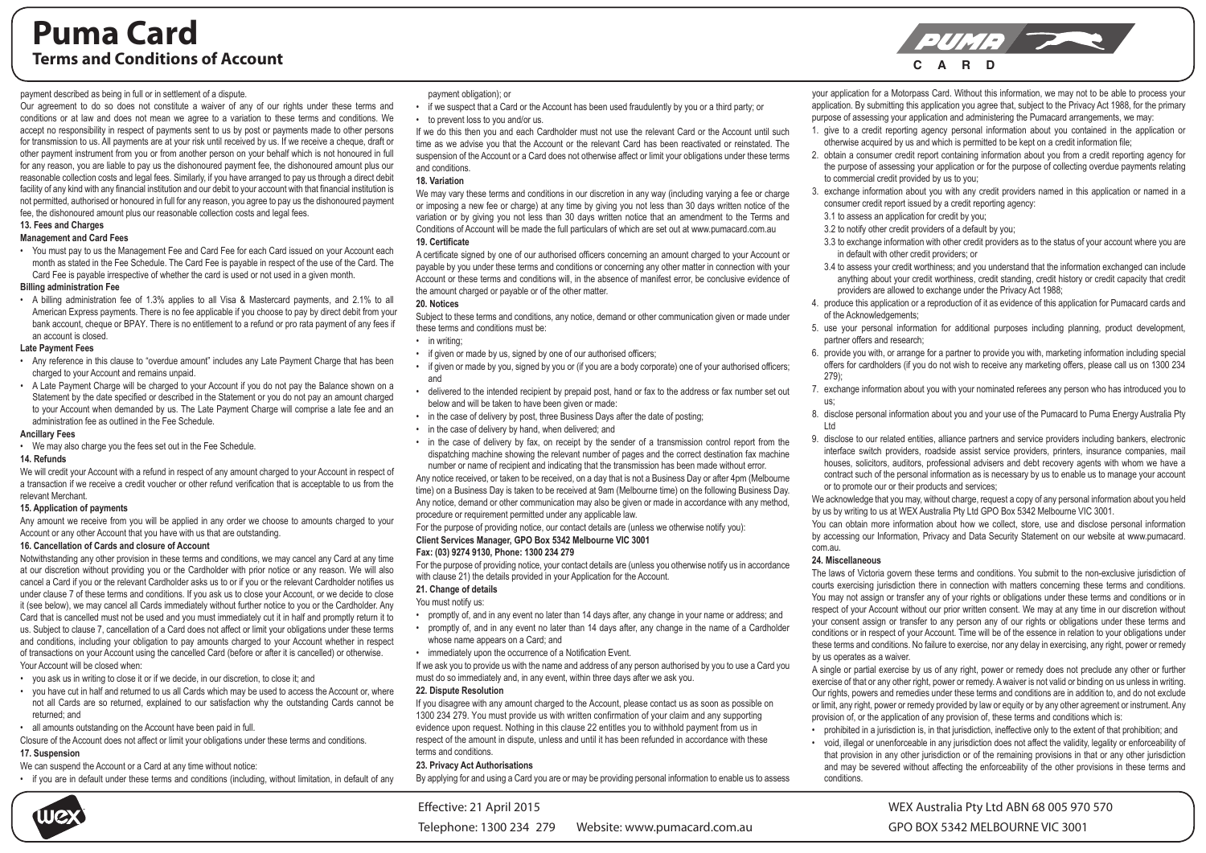payment described as being in full or in settlement of a dispute.

Our agreement to do so does not constitute a waiver of any of our rights under these terms and conditions or at law and does not mean we agree to a variation to these terms and conditions. We accept no responsibility in respect of payments sent to us by post or payments made to other persons for transmission to us. All payments are at your risk until received by us. If we receive a cheque, draft or other payment instrument from you or from another person on your behalf which is not honoured in full for any reason, you are liable to pay us the dishonoured payment fee, the dishonoured amount plus our reasonable collection costs and legal fees. Similarly, if you have arranged to pay us through a direct debit facility of any kind with any financial institution and our debit to your account with that financial institution is not permitted, authorised or honoured in full for any reason, you agree to pay us the dishonoured payment fee, the dishonoured amount plus our reasonable collection costs and legal fees.

**13. Fees and Charges**

**Management and Card Fees**

- You must pay to us the Management Fee and Card Fee for each Card issued on your Account each month as stated in the Fee Schedule. The Card Fee is payable in respect of the use of the Card. The Card Fee is payable irrespective of whether the card is used or not used in a given month.

**Billing administration Fee**

- A billing administration fee of 1.3% applies to all Visa & Mastercard payments, and 2.1% to all American Express payments. There is no fee applicable if you choose to pay by direct debit from your bank account, cheque or BPAY. There is no entitlement to a refund or pro rata payment of any fees if an account is closed.

**Late Payment Fees**

- Any reference in this clause to "overdue amount" includes any Late Payment Charge that has been charged to your Account and remains unpaid.
- A Late Payment Charge will be charged to your Account if you do not pay the Balance shown on a Statement by the date specified or described in the Statement or you do not pay an amount charged to your Account when demanded by us. The Late Payment Charge will comprise a late fee and an administration fee as outlined in the Fee Schedule.

**Ancillary Fees**

- We may also charge you the fees set out in the Fee Schedule.

**14. Refunds**

We will credit your Account with a refund in respect of any amount charged to your Account in respect of a transaction if we receive a credit voucher or other refund verification that is acceptable to us from the relevant Merchant.

**15. Application of payments**

Any amount we receive from you will be applied in any order we choose to amounts charged to your Account or any other Account that you have with us that are outstanding.

**16. Cancellation of Cards and closure of Account**

Notwithstanding any other provision in these terms and conditions, we may cancel any Card at any time at our discretion without providing you or the Cardholder with prior notice or any reason. We will also cancel a Card if you or the relevant Cardholder asks us to or if you or the relevant Cardholder notifies us under clause 7 of these terms and conditions. If you ask us to close your Account, or we decide to close it (see below), we may cancel all Cards immediately without further notice to you or the Cardholder. Any Card that is cancelled must not be used and you must immediately cut it in half and promptly return it to us. Subject to clause 7, cancellation of a Card does not affect or limit your obligations under these terms and conditions, including your obligation to pay amounts charged to your Account whether in respect of transactions on your Account using the cancelled Card (before or after it is cancelled) or otherwise.

Your Account will be closed when:

- you ask us in writing to close it or if we decide, in our discretion, to close it; and
- you have cut in half and returned to us all Cards which may be used to access the Account or, where not all Cards are so returned, explained to our satisfaction why the outstanding Cards cannot be returned; and
- all amounts outstanding on the Account have been paid in full.

Closure of the Account does not affect or limit your obligations under these terms and conditions.

**17. Suspension**

We can suspend the Account or a Card at any time without notice:

- if you are in default under these terms and conditions (including, without limitation, in default of any payment obligation); or
- if we suspect that a Card or the Account has been used fraudulently by you or a third party; or
- to prevent loss to you and/or us.

If we do this then you and each Cardholder must not use the relevant Card or the Account until such time as we advise you that the Account or the relevant Card has been reactivated or reinstated. The suspension of the Account or a Card does not otherwise affect or limit your obligations under these terms and conditions.

**18. Variation**

We may vary these terms and conditions in our discretion in any way (including varying a fee or charge or imposing a new fee or charge) at any time by giving you not less than 30 days written notice of the variation or by giving you not less than 30 days written notice that an amendment to the Terms and Conditions of Account will be made the full particulars of which are set out at www.pumacard.com.au

**19. Certificate**

A certificate signed by one of our authorised officers concerning an amount charged to your Account or payable by you under these terms and conditions or concerning any other matter in connection with your Account or these terms and conditions will, in the absence of manifest error, be the conclusive evidence of the amount charged or payable or of the other matter.

**20. Notices**

Subject to these terms and conditions, any notice, demand or other communication given or made under these terms and conditions must be:

- in writing;
- if given or made by us, signed by one of our authorised officers;
- if given or made by you, signed by you or (if you are a body corporate) one of your authorised officers; and
- delivered to the intended recipient by prepaid post, hand or fax to the address or fax number set out below and will be taken to have been given or made:
- in the case of delivery by post, three Business Days after the date of posting;
- in the case of delivery by hand, when delivered; and
- in the case of delivery by fax, on receipt by the sender of a transmission control report from the dispatching machine showing the relevant number of pages and the correct destination fax machine number or name of recipient and indicating that the transmission has been made without error.

Any notice received, or taken to be received, on a day that is not a Business Day or after 4pm (Melbourne time) on a Business Day is taken to be received at 9am (Melbourne time) on the following Business Day. Any notice, demand or other communication may also be given or made in accordance with any method, procedure or requirement permitted under any applicable law.

For the purpose of providing notice, our contact details are (unless we otherwise notify you):

**Client Services Manager, GPO Box 5342 Melbourne VIC 3001**

**Fax: (03) 9274 9130, Phone: 1300 234 279**

For the purpose of providing notice, your contact details are (unless you otherwise notify us in accordance with clause 21) the details provided in your Application for the Account.

**21. Change of details**

You must notify us:

- promptly of, and in any event no later than 14 days after, any change in your name or address; and
- promptly of, and in any event no later than 14 days after, any change in the name of a Cardholder whose name appears on a Card; and
- immediately upon the occurrence of a Notification Event.

If we ask you to provide us with the name and address of any person authorised by you to use a Card you must do so immediately and, in any event, within three days after we ask you.

**22. Dispute Resolution**

If you disagree with any amount charged to the Account, please contact us as soon as possible on 1300 234 279. You must provide us with written confirmation of your claim and any supporting evidence upon request. Nothing in this clause 22 entitles you to withhold payment from us in respect of the amount in dispute, unless and until it has been refunded in accordance with these terms and conditions.

**23. Privacy Act Authorisations**

By applying for and using a Card you are or may be providing personal information to enable us to assess your application for a Motorpass Card. Without this information, we may not to be able to process your application. By submitting this application you agree that, subject to the Privacy Act 1988, for the primary purpose of assessing your application and administering the Pumacard arrangements, we may:

1. give to a credit reporting agency personal information about you contained in the application or otherwise acquired by us and which is permitted to be kept on a credit information file;
2. obtain a consumer credit report containing information about you from a credit reporting agency for the purpose of assessing your application or for the purpose of collecting overdue payments relating to commercial credit provided by us to you;
3. exchange information about you with any credit providers named in this application or named in a consumer credit report issued by a credit reporting agency:
   - 3.1 to assess an application for credit by you;
   - 3.2 to notify other credit providers of a default by you;
   - 3.3 to exchange information with other credit providers as to the status of your account where you are in default with other credit providers; or
   - 3.4 to assess your credit worthiness; and you understand that the information exchanged can include anything about your credit worthiness, credit standing, credit history or credit capacity that credit providers are allowed to exchange under the Privacy Act 1988;
4. produce this application or a reproduction of it as evidence of this application for Pumacard cards and of the Acknowledgements;
5. use your personal information for additional purposes including planning, product development, partner offers and research;
6. provide you with, or arrange for a partner to provide you with, marketing information including special offers for cardholders (if you do not wish to receive any marketing offers, please call us on 1300 234 279);
7. exchange information about you with your nominated referees any person who has introduced you to us;
8. disclose personal information about you and your use of the Pumacard to Puma Energy Australia Pty Ltd
9. disclose to our related entities, alliance partners and service providers including bankers, electronic interface switch providers, roadside assist service providers, printers, insurance companies, mail houses, solicitors, auditors, professional advisers and debt recovery agents with whom we have a contract such of the personal information as is necessary by us to enable us to manage your account or to promote our or their products and services;

We acknowledge that you may, without charge, request a copy of any personal information about you held by us by writing to us at WEX Australia Pty Ltd GPO Box 5342 Melbourne VIC 3001.

You can obtain more information about how we collect, store, use and disclose personal information by accessing our Information, Privacy and Data Security Statement on our website at www.pumacard.com.au.

**24. Miscellaneous**

The laws of Victoria govern these terms and conditions. You submit to the non-exclusive jurisdiction of courts exercising jurisdiction there in connection with matters concerning these terms and conditions. You may not assign or transfer any of your rights or obligations under these terms and conditions or in respect of your Account without our prior written consent. We may at any time in our discretion without your consent assign or transfer to any person any of our rights or obligations under these terms and conditions or in respect of your Account. Time will be of the essence in relation to your obligations under these terms and conditions. No failure to exercise, nor any delay in exercising, any right, power or remedy by us operates as a waiver.

A single or partial exercise by us of any right, power or remedy does not preclude any other or further exercise of that or any other right, power or remedy. A waiver is not valid or binding on us unless in writing. Our rights, powers and remedies under these terms and conditions are in addition to, and do not exclude or limit, any right, power or remedy provided by law or equity or by any other agreement or instrument. Any provision of, or the application of any provision of, these terms and conditions which is:

- prohibited in a jurisdiction is, in that jurisdiction, ineffective only to the extent of that prohibition; and
- void, illegal or unenforceable in any jurisdiction does not affect the validity, legality or enforceability of that provision in any other jurisdiction or of the remaining provisions in that or any other jurisdiction and may be severed without affecting the enforceability of the other provisions in these terms and conditions.

Effective: 21 April 2015

Telephone: 1300 234 279 Website: www.pumacard.com.au

WEX Australia Pty Ltd ABN 68 005 970 570

GPO BOX 5342 MELBOURNE VIC 3001